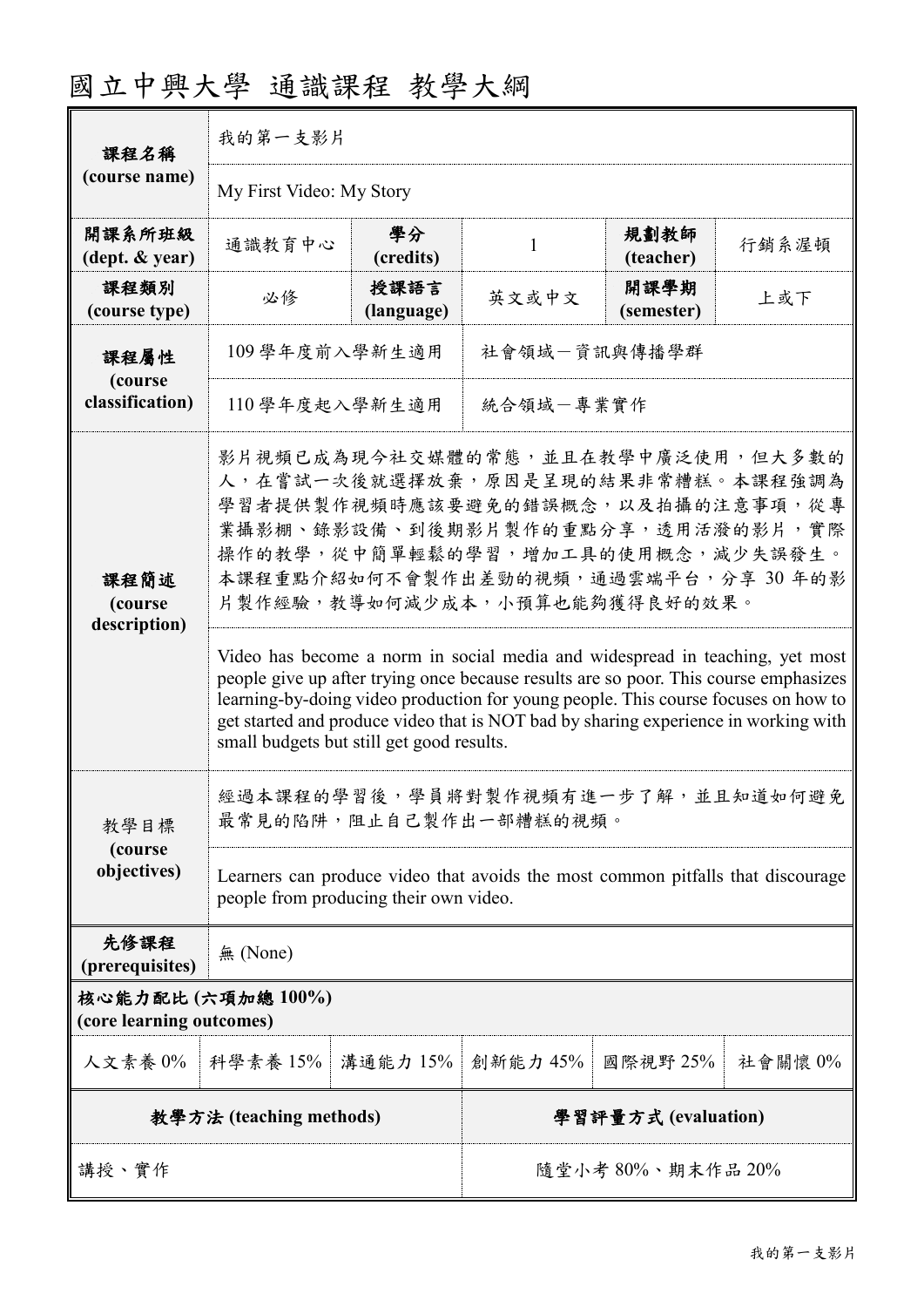# 國立中興大學 通識課程 教學大綱

| 課程名稱<br>(course name) | 我的第一支影片 | | | | |
|---|---|---|---|---|---|
| | My First Video: My Story | | | | |
| 開課系所班級<br>(dept. & year) | 通識教育中心 | 學分<br>(credits) | 1 | 規劃教師<br>(teacher) | 行銷系渥頓 |
| 課程類別<br>(course type) | 必修 | 授課語言<br>(language) | 英文或中文 | 開課學期<br>(semester) | 上或下 |
| 課程屬性<br>(course classification) | 109 學年度前入學新生適用 | | 社會領域－資訊與傳播學群 | | |
| | 110 學年度起入學新生適用 | | 統合領域－專業實作 | | |
| 課程簡述<br>(course description) | 影片視頻已成為現今社交媒體的常態，並且在教學中廣泛使用，但大多數的人，在嘗試一次後就選擇放棄，原因是呈現的結果非常糟糕。本課程強調為學習者提供製作視頻時應該要避免的錯誤概念，以及拍攝的注意事項，從專業攝影棚、錄影設備、到後期影片製作的重點分享，透用活潑的影片，實際操作的教學，從中簡單輕鬆的學習，增加工具的使用概念，減少失誤發生。本課程重點介紹如何不會製作出差勁的視頻，通過雲端平台，分享 30 年的影片製作經驗，教導如何減少成本，小預算也能夠獲得良好的效果。 | | | | |
| | Video has become a norm in social media and widespread in teaching, yet most people give up after trying once because results are so poor. This course emphasizes learning-by-doing video production for young people. This course focuses on how to get started and produce video that is NOT bad by sharing experience in working with small budgets but still get good results. | | | | |
| 教學目標<br>(course objectives) | 經過本課程的學習後，學員將對製作視頻有進一步了解，並且知道如何避免最常見的陷阱，阻止自己製作出一部糟糕的視頻。 | | | | |
| | Learners can produce video that avoids the most common pitfalls that discourage people from producing their own video. | | | | |
| 先修課程<br>(prerequisites) | 無 (None) | | | | |

**核心能力配比 (六項加總 100%)**
**(core learning outcomes)**

| 人文素養 0% | 科學素養 15% | 溝通能力 15% | 創新能力 45% | 國際視野 25% | 社會關懷 0% |
|---|---|---|---|---|---|

| 教學方法 (teaching methods) | 學習評量方式 (evaluation) |
|---|---|
| 講授、實作 | 隨堂小考 80%、期末作品 20% |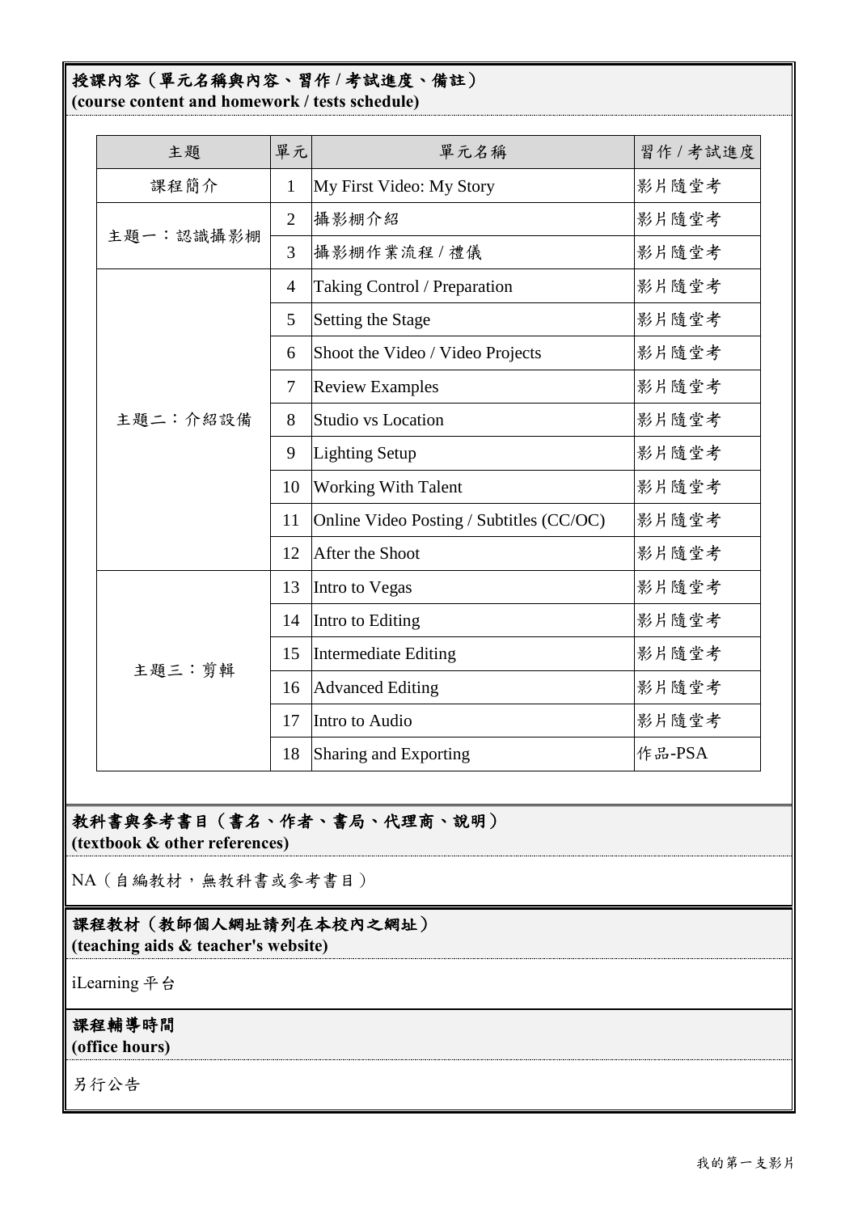## 授課內容（單元名稱與內容、習作 / 考試進度、備註）
**(course content and homework / tests schedule)**

| 主題 | 單元 | 單元名稱 | 習作 / 考試進度 |
|---|---|---|---|
| 課程簡介 | 1 | My First Video: My Story | 影片隨堂考 |
| 主題一：認識攝影棚 | 2 | 攝影棚介紹 | 影片隨堂考 |
| | 3 | 攝影棚作業流程 / 禮儀 | 影片隨堂考 |
| 主題二：介紹設備 | 4 | Taking Control / Preparation | 影片隨堂考 |
| | 5 | Setting the Stage | 影片隨堂考 |
| | 6 | Shoot the Video / Video Projects | 影片隨堂考 |
| | 7 | Review Examples | 影片隨堂考 |
| | 8 | Studio vs Location | 影片隨堂考 |
| | 9 | Lighting Setup | 影片隨堂考 |
| | 10 | Working With Talent | 影片隨堂考 |
| | 11 | Online Video Posting / Subtitles (CC/OC) | 影片隨堂考 |
| | 12 | After the Shoot | 影片隨堂考 |
| 主題三：剪輯 | 13 | Intro to Vegas | 影片隨堂考 |
| | 14 | Intro to Editing | 影片隨堂考 |
| | 15 | Intermediate Editing | 影片隨堂考 |
| | 16 | Advanced Editing | 影片隨堂考 |
| | 17 | Intro to Audio | 影片隨堂考 |
| | 18 | Sharing and Exporting | 作品-PSA |

## 教科書與參考書目（書名、作者、書局、代理商、說明）
**(textbook & other references)**

NA（自編教材，無教科書或參考書目）

## 課程教材（教師個人網址請列在本校內之網址）
**(teaching aids & teacher's website)**

iLearning 平台

## 課程輔導時間
**(office hours)**

另行公告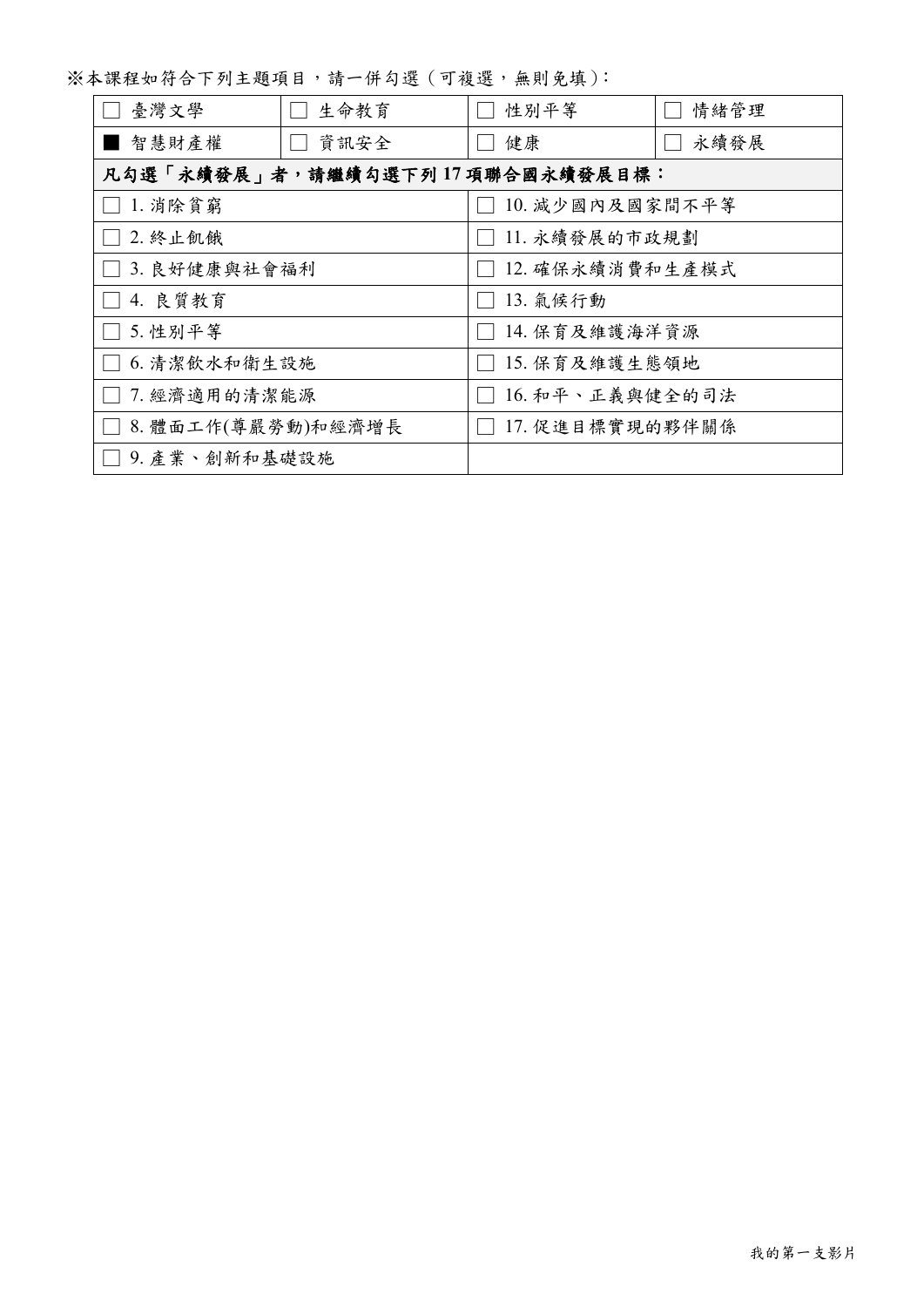※本課程如符合下列主題項目，請一併勾選（可複選，無則免填）：

| | | | |
|---|---|---|---|
| □ 臺灣文學 | □ 生命教育 | □ 性別平等 | □ 情緒管理 |
| ■ 智慧財產權 | □ 資訊安全 | □ 健康 | □ 永續發展 |
| **凡勾選「永續發展」者，請繼續勾選下列 17 項聯合國永續發展目標：** | | | |
| □ 1. 消除貧窮 | | □ 10. 減少國內及國家間不平等 | |
| □ 2. 終止飢餓 | | □ 11. 永續發展的市政規劃 | |
| □ 3. 良好健康與社會福利 | | □ 12. 確保永續消費和生產模式 | |
| □ 4. 良質教育 | | □ 13. 氣候行動 | |
| □ 5. 性別平等 | | □ 14. 保育及維護海洋資源 | |
| □ 6. 清潔飲水和衛生設施 | | □ 15. 保育及維護生態領地 | |
| □ 7. 經濟適用的清潔能源 | | □ 16. 和平、正義與健全的司法 | |
| □ 8. 體面工作(尊嚴勞動)和經濟增長 | | □ 17. 促進目標實現的夥伴關係 | |
| □ 9. 產業、創新和基礎設施 | | | |